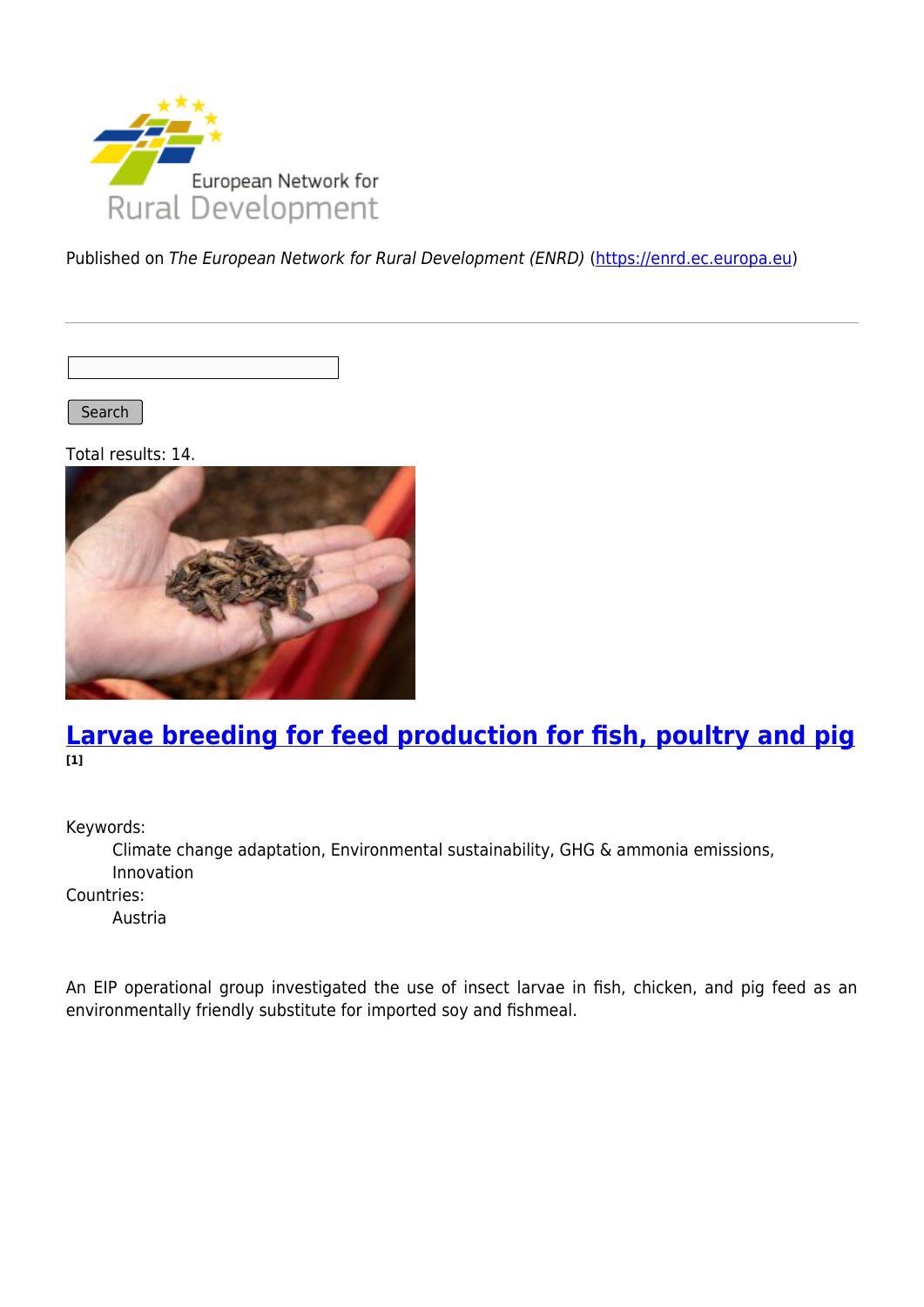Published on *The European Network for Rural Development (ENRD)* (https://enrd.ec.europa.eu)

Search

Total results: 14.

## Larvae breeding for feed production for fish, poultry and pig [1]

Keywords:
: Climate change adaptation, Environmental sustainability, GHG & ammonia emissions, Innovation

Countries:
: Austria

An EIP operational group investigated the use of insect larvae in fish, chicken, and pig feed as an environmentally friendly substitute for imported soy and fishmeal.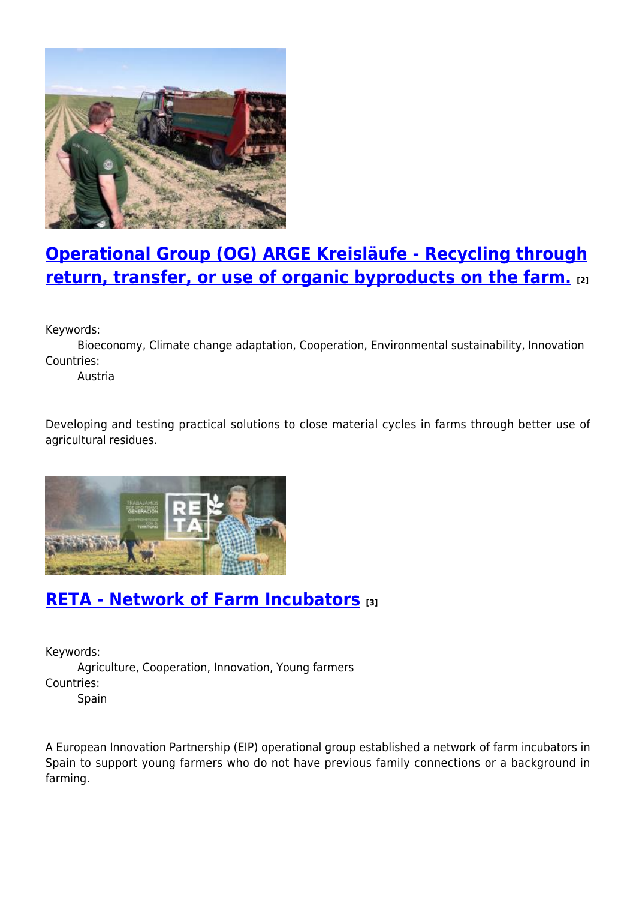## Operational Group (OG) ARGE Kreisläufe - Recycling through return, transfer, or use of organic byproducts on the farm. [2]

Keywords:
: Bioeconomy, Climate change adaptation, Cooperation, Environmental sustainability, Innovation

Countries:
: Austria

Developing and testing practical solutions to close material cycles in farms through better use of agricultural residues.

## RETA - Network of Farm Incubators [3]

Keywords:
: Agriculture, Cooperation, Innovation, Young farmers

Countries:
: Spain

A European Innovation Partnership (EIP) operational group established a network of farm incubators in Spain to support young farmers who do not have previous family connections or a background in farming.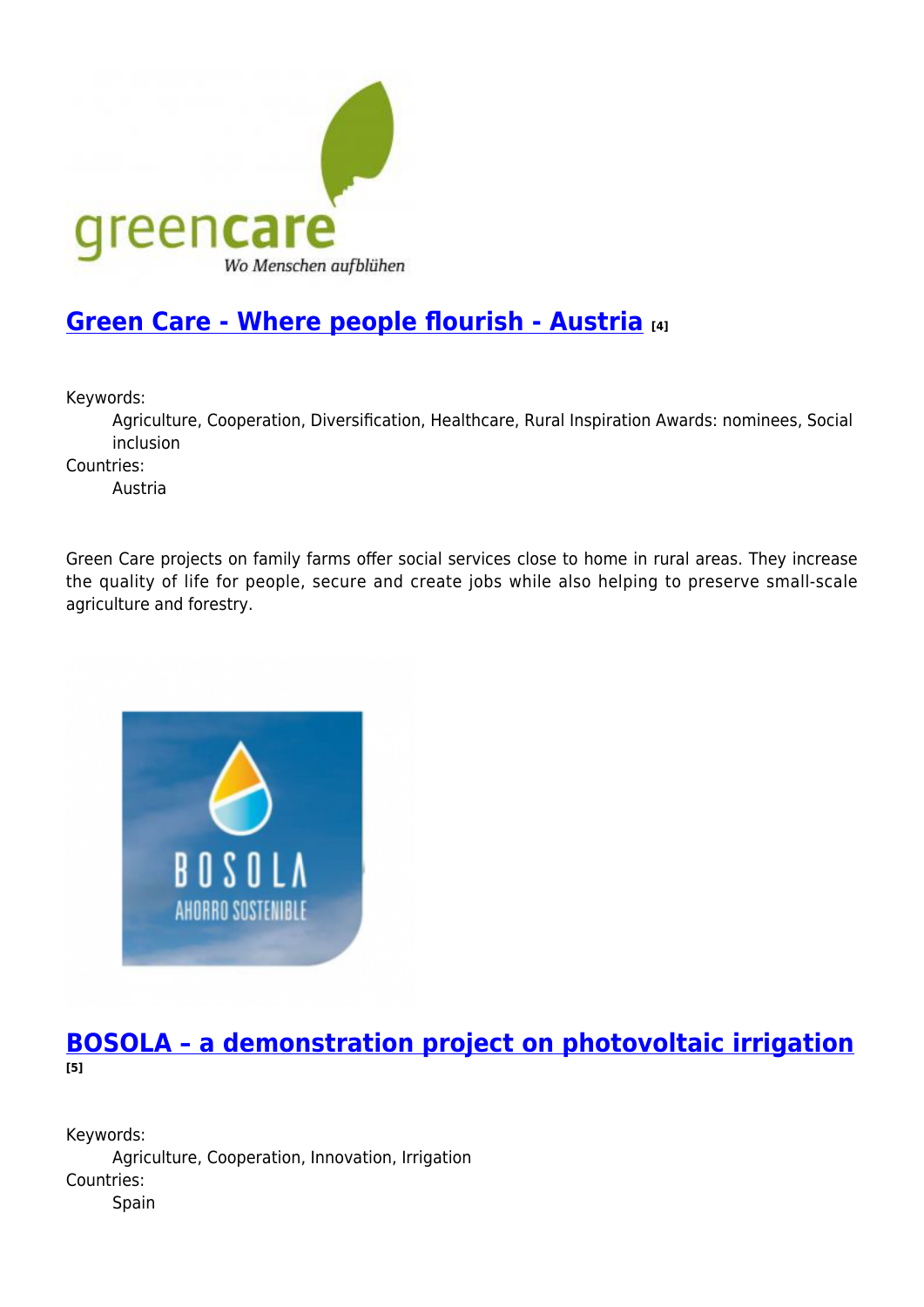## [Green Care - Where people flourish - Austria](#) [4]

Keywords:
: Agriculture, Cooperation, Diversification, Healthcare, Rural Inspiration Awards: nominees, Social inclusion

Countries:
: Austria

Green Care projects on family farms offer social services close to home in rural areas. They increase the quality of life for people, secure and create jobs while also helping to preserve small-scale agriculture and forestry.

## [BOSOLA – a demonstration project on photovoltaic irrigation](#) [5]

Keywords:
: Agriculture, Cooperation, Innovation, Irrigation

Countries:
: Spain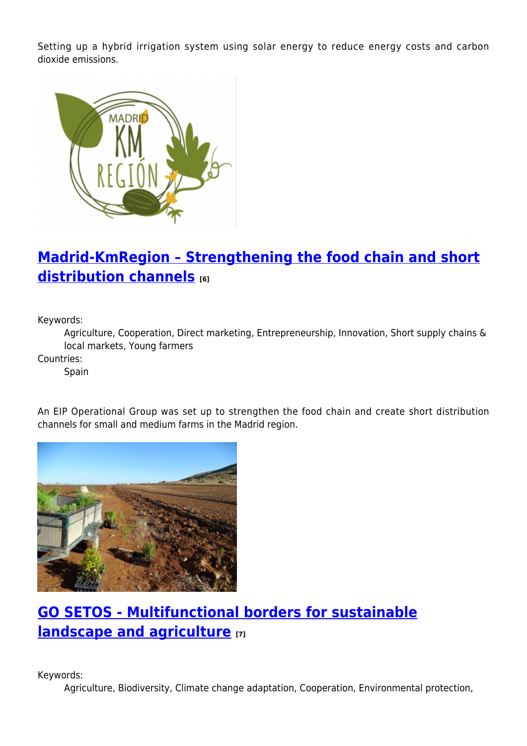Setting up a hybrid irrigation system using solar energy to reduce energy costs and carbon dioxide emissions.

## Madrid-KmRegion – Strengthening the food chain and short distribution channels [6]

Keywords:
: Agriculture, Cooperation, Direct marketing, Entrepreneurship, Innovation, Short supply chains & local markets, Young farmers

Countries:
: Spain

An EIP Operational Group was set up to strengthen the food chain and create short distribution channels for small and medium farms in the Madrid region.

## GO SETOS - Multifunctional borders for sustainable landscape and agriculture [7]

Keywords:
: Agriculture, Biodiversity, Climate change adaptation, Cooperation, Environmental protection,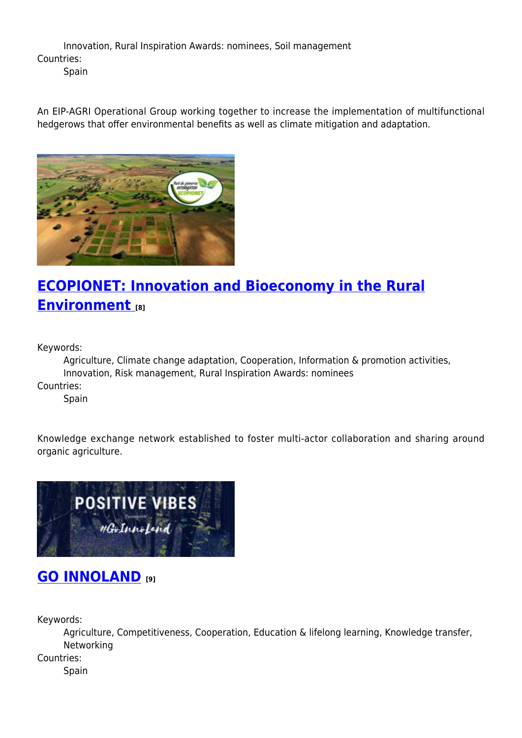Innovation, Rural Inspiration Awards: nominees, Soil management

Countries:

Spain

An EIP-AGRI Operational Group working together to increase the implementation of multifunctional hedgerows that offer environmental benefits as well as climate mitigation and adaptation.

## [ECOPIONET: Innovation and Bioeconomy in the Rural Environment](#) [8]

Keywords:

Agriculture, Climate change adaptation, Cooperation, Information & promotion activities, Innovation, Risk management, Rural Inspiration Awards: nominees

Countries:

Spain

Knowledge exchange network established to foster multi-actor collaboration and sharing around organic agriculture.

## [GO INNOLAND](#) [9]

Keywords:

Agriculture, Competitiveness, Cooperation, Education & lifelong learning, Knowledge transfer, Networking

Countries:

Spain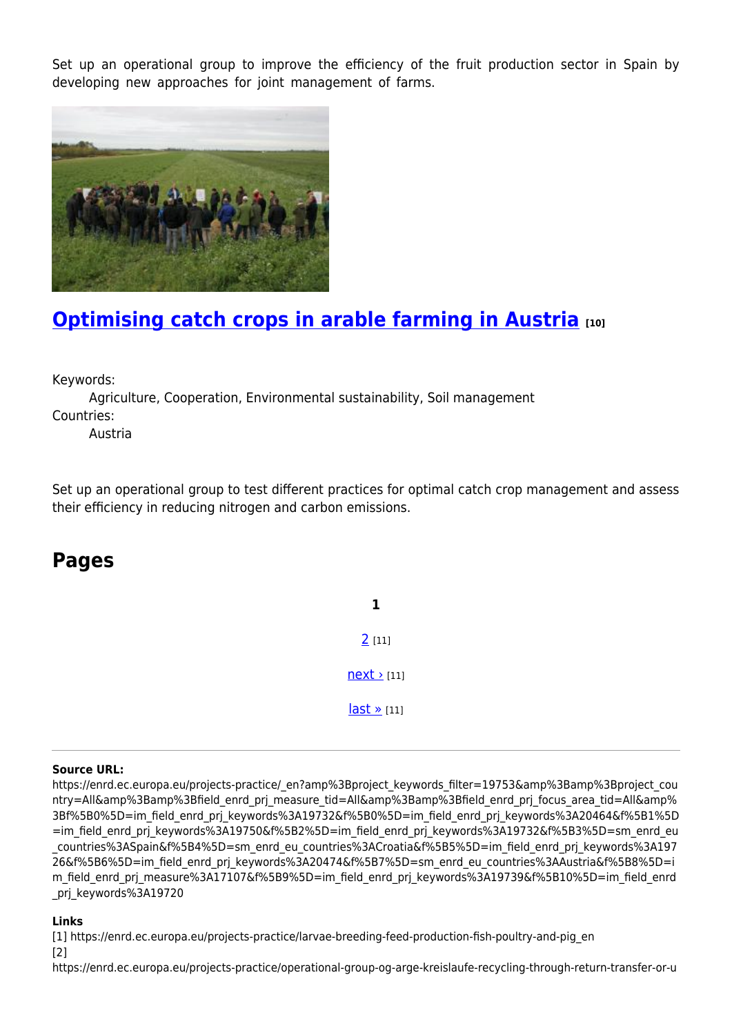Set up an operational group to improve the efficiency of the fruit production sector in Spain by developing new approaches for joint management of farms.

## [Optimising catch crops in arable farming in Austria](https://enrd.ec.europa.eu/) [10]

Keywords:
  Agriculture, Cooperation, Environmental sustainability, Soil management
Countries:
  Austria

Set up an operational group to test different practices for optimal catch crop management and assess their efficiency in reducing nitrogen and carbon emissions.

## Pages

**1**

2 [11]

next › [11]

last » [11]

---

**Source URL:**
https://enrd.ec.europa.eu/projects-practice/_en?amp%3Bproject_keywords_filter=19753&amp%3Bamp%3Bproject_country=All&amp%3Bamp%3Bfield_enrd_prj_measure_tid=All&amp%3Bamp%3Bfield_enrd_prj_focus_area_tid=All&amp%3Bf%5B0%5D=im_field_enrd_prj_keywords%3A19732&f%5B0%5D=im_field_enrd_prj_keywords%3A20464&f%5B1%5D=im_field_enrd_prj_keywords%3A19750&f%5B2%5D=im_field_enrd_prj_keywords%3A19732&f%5B3%5D=sm_enrd_eu_countries%3ASpain&f%5B4%5D=sm_enrd_eu_countries%3ACroatia&f%5B5%5D=im_field_enrd_prj_keywords%3A19726&f%5B6%5D=im_field_enrd_prj_keywords%3A20474&f%5B7%5D=sm_enrd_eu_countries%3AAustria&f%5B8%5D=im_field_enrd_prj_measure%3A17107&f%5B9%5D=im_field_enrd_prj_keywords%3A19739&f%5B10%5D=im_field_enrd_prj_keywords%3A19720

**Links**
[1] https://enrd.ec.europa.eu/projects-practice/larvae-breeding-feed-production-fish-poultry-and-pig_en
[2]
https://enrd.ec.europa.eu/projects-practice/operational-group-og-arge-kreislaufe-recycling-through-return-transfer-or-u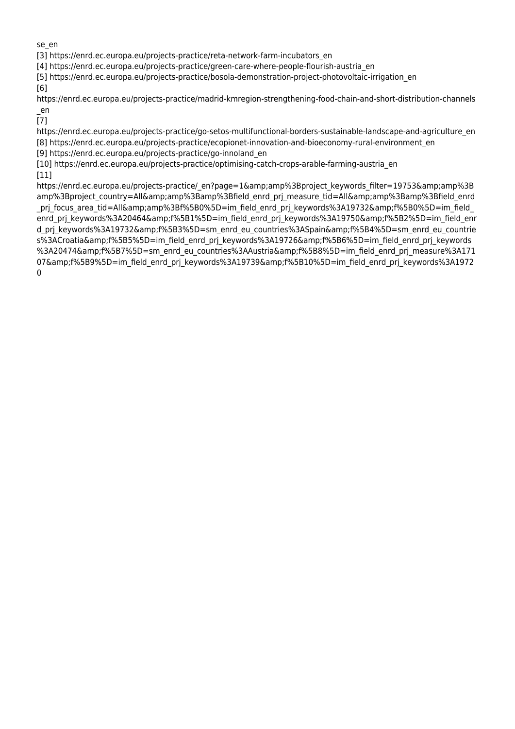se_en

[3] https://enrd.ec.europa.eu/projects-practice/reta-network-farm-incubators_en

[4] https://enrd.ec.europa.eu/projects-practice/green-care-where-people-flourish-austria_en

[5] https://enrd.ec.europa.eu/projects-practice/bosola-demonstration-project-photovoltaic-irrigation_en

[6] https://enrd.ec.europa.eu/projects-practice/madrid-kmregion-strengthening-food-chain-and-short-distribution-channels_en

[7] https://enrd.ec.europa.eu/projects-practice/go-setos-multifunctional-borders-sustainable-landscape-and-agriculture_en

[8] https://enrd.ec.europa.eu/projects-practice/ecopionet-innovation-and-bioeconomy-rural-environment_en

[9] https://enrd.ec.europa.eu/projects-practice/go-innoland_en

[10] https://enrd.ec.europa.eu/projects-practice/optimising-catch-crops-arable-farming-austria_en

[11] https://enrd.ec.europa.eu/projects-practice/_en?page=1&amp;amp%3Bproject_keywords_filter=19753&amp;amp%3Bamp%3Bproject_country=All&amp;amp%3Bamp%3Bfield_enrd_prj_measure_tid=All&amp;amp%3Bamp%3Bfield_enrd_prj_focus_area_tid=All&amp;amp%3Bf%5B0%5D=im_field_enrd_prj_keywords%3A19732&amp;f%5B0%5D=im_field_enrd_prj_keywords%3A20464&amp;f%5B1%5D=im_field_enrd_prj_keywords%3A19750&amp;f%5B2%5D=im_field_enrd_prj_keywords%3A19732&amp;f%5B3%5D=sm_enrd_eu_countries%3ASpain&amp;f%5B4%5D=sm_enrd_eu_countries%3ACroatia&amp;f%5B5%5D=im_field_enrd_prj_keywords%3A19726&amp;f%5B6%5D=im_field_enrd_prj_keywords%3A20474&amp;f%5B7%5D=sm_enrd_eu_countries%3AAustria&amp;f%5B8%5D=im_field_enrd_prj_measure%3A17107&amp;f%5B9%5D=im_field_enrd_prj_keywords%3A19739&amp;f%5B10%5D=im_field_enrd_prj_keywords%3A19720